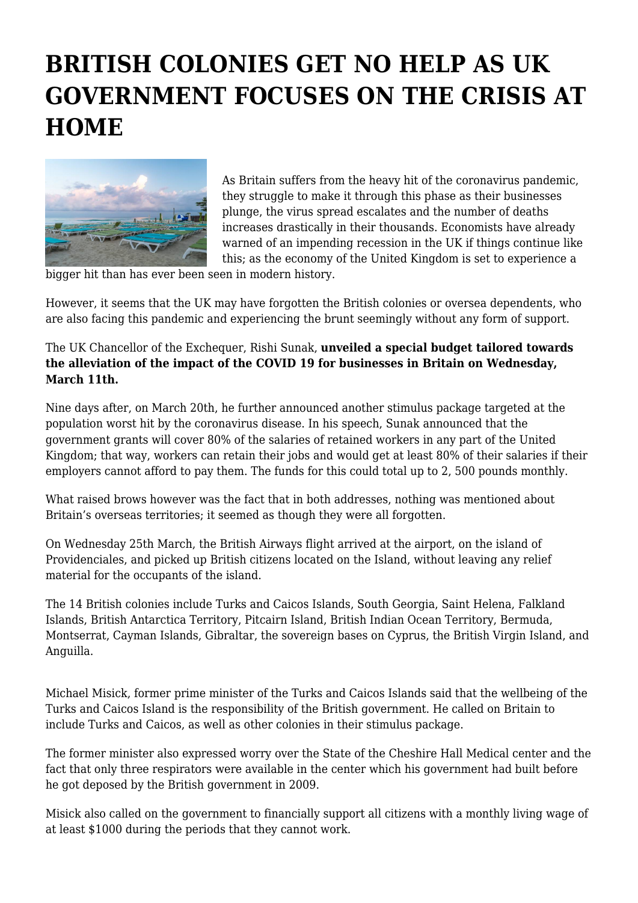# BRITISH COLONIES GET NO HELP AS UK GOVERNMENT FOCUSES ON THE CRISIS AT HOME

As Britain suffers from the heavy hit of the coronavirus pandemic, they struggle to make it through this phase as their businesses plunge, the virus spread escalates and the number of deaths increases drastically in their thousands. Economists have already warned of an impending recession in the UK if things continue like this; as the economy of the United Kingdom is set to experience a bigger hit than has ever been seen in modern history.

However, it seems that the UK may have forgotten the British colonies or oversea dependents, who are also facing this pandemic and experiencing the brunt seemingly without any form of support.

The UK Chancellor of the Exchequer, Rishi Sunak, **unveiled a special budget tailored towards the alleviation of the impact of the COVID 19 for businesses in Britain on Wednesday, March 11th.**

Nine days after, on March 20th, he further announced another stimulus package targeted at the population worst hit by the coronavirus disease. In his speech, Sunak announced that the government grants will cover 80% of the salaries of retained workers in any part of the United Kingdom; that way, workers can retain their jobs and would get at least 80% of their salaries if their employers cannot afford to pay them. The funds for this could total up to 2, 500 pounds monthly.

What raised brows however was the fact that in both addresses, nothing was mentioned about Britain's overseas territories; it seemed as though they were all forgotten.

On Wednesday 25th March, the British Airways flight arrived at the airport, on the island of Providenciales, and picked up British citizens located on the Island, without leaving any relief material for the occupants of the island.

The 14 British colonies include Turks and Caicos Islands, South Georgia, Saint Helena, Falkland Islands, British Antarctica Territory, Pitcairn Island, British Indian Ocean Territory, Bermuda, Montserrat, Cayman Islands, Gibraltar, the sovereign bases on Cyprus, the British Virgin Island, and Anguilla.

Michael Misick, former prime minister of the Turks and Caicos Islands said that the wellbeing of the Turks and Caicos Island is the responsibility of the British government. He called on Britain to include Turks and Caicos, as well as other colonies in their stimulus package.

The former minister also expressed worry over the State of the Cheshire Hall Medical center and the fact that only three respirators were available in the center which his government had built before he got deposed by the British government in 2009.

Misick also called on the government to financially support all citizens with a monthly living wage of at least $1000 during the periods that they cannot work.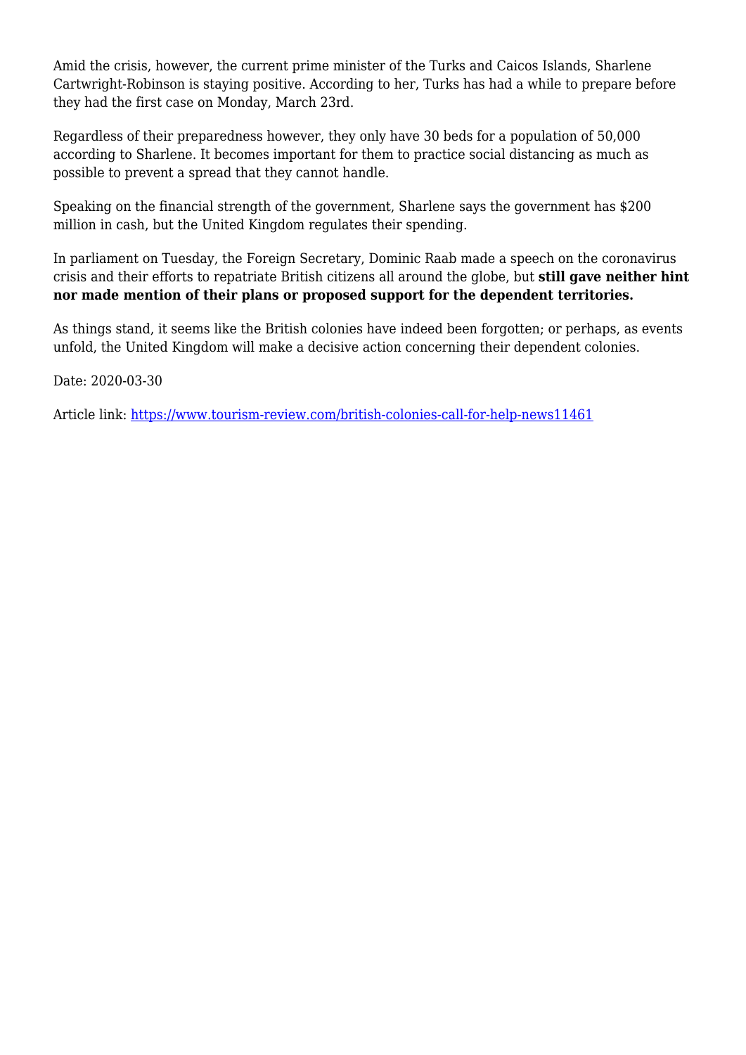Amid the crisis, however, the current prime minister of the Turks and Caicos Islands, Sharlene Cartwright-Robinson is staying positive. According to her, Turks has had a while to prepare before they had the first case on Monday, March 23rd.

Regardless of their preparedness however, they only have 30 beds for a population of 50,000 according to Sharlene. It becomes important for them to practice social distancing as much as possible to prevent a spread that they cannot handle.

Speaking on the financial strength of the government, Sharlene says the government has $200 million in cash, but the United Kingdom regulates their spending.

In parliament on Tuesday, the Foreign Secretary, Dominic Raab made a speech on the coronavirus crisis and their efforts to repatriate British citizens all around the globe, but **still gave neither hint nor made mention of their plans or proposed support for the dependent territories.**

As things stand, it seems like the British colonies have indeed been forgotten; or perhaps, as events unfold, the United Kingdom will make a decisive action concerning their dependent colonies.

Date: 2020-03-30

Article link: [https://www.tourism-review.com/british-colonies-call-for-help-news11461](https://www.tourism-review.com/british-colonies-call-for-help-news11461)